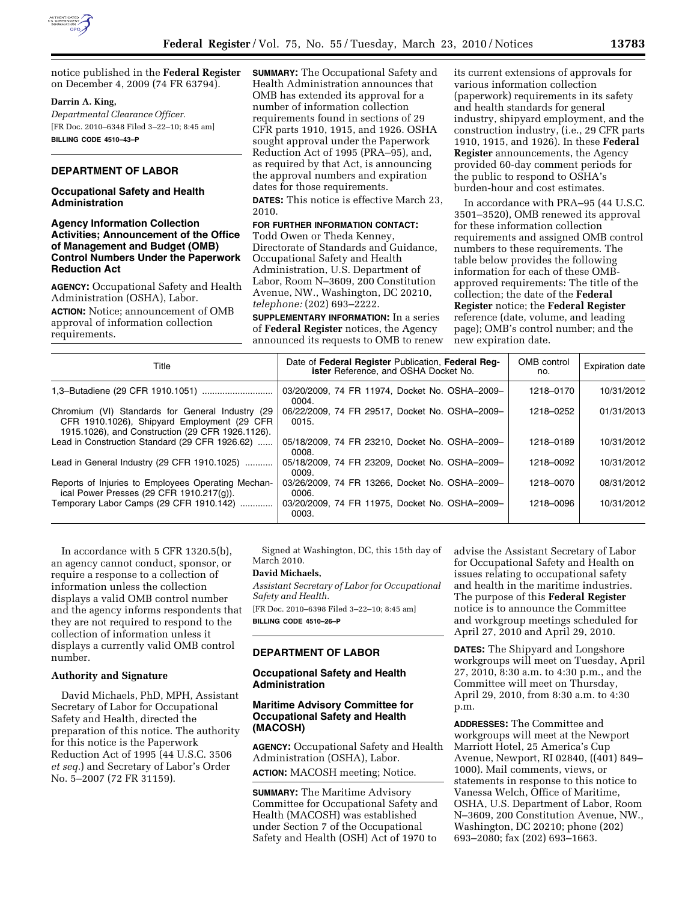notice published in the **Federal Register** on December 4, 2009 (74 FR 63794).

**Darrin A. King,**

*Departmental Clearance Officer.*

[FR Doc. 2010–6348 Filed 3–22–10; 8:45 am]

**BILLING CODE 4510–43–P**

## DEPARTMENT OF LABOR

### Occupational Safety and Health Administration

### Agency Information Collection Activities; Announcement of the Office of Management and Budget (OMB) Control Numbers Under the Paperwork Reduction Act

**AGENCY:** Occupational Safety and Health Administration (OSHA), Labor.

**ACTION:** Notice; announcement of OMB approval of information collection requirements.

**SUMMARY:** The Occupational Safety and Health Administration announces that OMB has extended its approval for a number of information collection requirements found in sections of 29 CFR parts 1910, 1915, and 1926. OSHA sought approval under the Paperwork Reduction Act of 1995 (PRA–95), and, as required by that Act, is announcing the approval numbers and expiration dates for those requirements.

**DATES:** This notice is effective March 23, 2010.

**FOR FURTHER INFORMATION CONTACT:** Todd Owen or Theda Kenney, Directorate of Standards and Guidance, Occupational Safety and Health Administration, U.S. Department of Labor, Room N–3609, 200 Constitution Avenue, NW., Washington, DC 20210, *telephone:* (202) 693–2222.

**SUPPLEMENTARY INFORMATION:** In a series of **Federal Register** notices, the Agency announced its requests to OMB to renew its current extensions of approvals for various information collection (paperwork) requirements in its safety and health standards for general industry, shipyard employment, and the construction industry, (i.e., 29 CFR parts 1910, 1915, and 1926). In these **Federal Register** announcements, the Agency provided 60-day comment periods for the public to respond to OSHA's burden-hour and cost estimates.

In accordance with PRA–95 (44 U.S.C. 3501–3520), OMB renewed its approval for these information collection requirements and assigned OMB control numbers to these requirements. The table below provides the following information for each of these OMB-approved requirements: The title of the collection; the date of the **Federal Register** notice; the **Federal Register** reference (date, volume, and leading page); OMB's control number; and the new expiration date.

| Title | Date of **Federal Register** Publication, **Federal Register** Reference, and OSHA Docket No. | OMB control no. | Expiration date |
|---|---|---|---|
| 1,3–Butadiene (29 CFR 1910.1051) | 03/20/2009, 74 FR 11974, Docket No. OSHA–2009–0004. | 1218–0170 | 10/31/2012 |
| Chromium (VI) Standards for General Industry (29 CFR 1910.1026), Shipyard Employment (29 CFR 1915.1026), and Construction (29 CFR 1926.1126). | 06/22/2009, 74 FR 29517, Docket No. OSHA–2009–0015. | 1218–0252 | 01/31/2013 |
| Lead in Construction Standard (29 CFR 1926.62) | 05/18/2009, 74 FR 23210, Docket No. OSHA–2009–0008. | 1218–0189 | 10/31/2012 |
| Lead in General Industry (29 CFR 1910.1025) | 05/18/2009, 74 FR 23209, Docket No. OSHA–2009–0009. | 1218–0092 | 10/31/2012 |
| Reports of Injuries to Employees Operating Mechanical Power Presses (29 CFR 1910.217(g)). | 03/26/2009, 74 FR 13266, Docket No. OSHA–2009–0006. | 1218–0070 | 08/31/2012 |
| Temporary Labor Camps (29 CFR 1910.142) | 03/20/2009, 74 FR 11975, Docket No. OSHA–2009–0003. | 1218–0096 | 10/31/2012 |

In accordance with 5 CFR 1320.5(b), an agency cannot conduct, sponsor, or require a response to a collection of information unless the collection displays a valid OMB control number and the agency informs respondents that they are not required to respond to the collection of information unless it displays a currently valid OMB control number.

#### Authority and Signature

David Michaels, PhD, MPH, Assistant Secretary of Labor for Occupational Safety and Health, directed the preparation of this notice. The authority for this notice is the Paperwork Reduction Act of 1995 (44 U.S.C. 3506 *et seq.*) and Secretary of Labor's Order No. 5–2007 (72 FR 31159).

Signed at Washington, DC, this 15th day of March 2010.

**David Michaels,**

*Assistant Secretary of Labor for Occupational Safety and Health.*

[FR Doc. 2010–6398 Filed 3–22–10; 8:45 am]

**BILLING CODE 4510–26–P**

## DEPARTMENT OF LABOR

### Occupational Safety and Health Administration

### Maritime Advisory Committee for Occupational Safety and Health (MACOSH)

**AGENCY:** Occupational Safety and Health Administration (OSHA), Labor.

**ACTION:** MACOSH meeting; Notice.

**SUMMARY:** The Maritime Advisory Committee for Occupational Safety and Health (MACOSH) was established under Section 7 of the Occupational Safety and Health (OSH) Act of 1970 to advise the Assistant Secretary of Labor for Occupational Safety and Health on issues relating to occupational safety and health in the maritime industries. The purpose of this **Federal Register** notice is to announce the Committee and workgroup meetings scheduled for April 27, 2010 and April 29, 2010.

**DATES:** The Shipyard and Longshore workgroups will meet on Tuesday, April 27, 2010, 8:30 a.m. to 4:30 p.m., and the Committee will meet on Thursday, April 29, 2010, from 8:30 a.m. to 4:30 p.m.

**ADDRESSES:** The Committee and workgroups will meet at the Newport Marriott Hotel, 25 America's Cup Avenue, Newport, RI 02840, ((401) 849–1000). Mail comments, views, or statements in response to this notice to Vanessa Welch, Office of Maritime, OSHA, U.S. Department of Labor, Room N–3609, 200 Constitution Avenue, NW., Washington, DC 20210; phone (202) 693–2080; fax (202) 693–1663.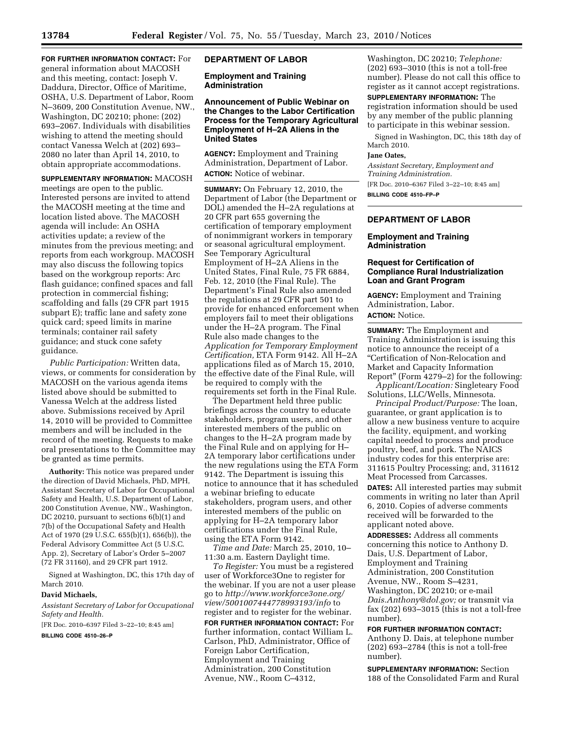**FOR FURTHER INFORMATION CONTACT:** For general information about MACOSH and this meeting, contact: Joseph V. Daddura, Director, Office of Maritime, OSHA, U.S. Department of Labor, Room N–3609, 200 Constitution Avenue, NW., Washington, DC 20210; phone: (202) 693–2067. Individuals with disabilities wishing to attend the meeting should contact Vanessa Welch at (202) 693–2080 no later than April 14, 2010, to obtain appropriate accommodations.

**SUPPLEMENTARY INFORMATION:** MACOSH meetings are open to the public. Interested persons are invited to attend the MACOSH meeting at the time and location listed above. The MACOSH agenda will include: An OSHA activities update; a review of the minutes from the previous meeting; and reports from each workgroup. MACOSH may also discuss the following topics based on the workgroup reports: Arc flash guidance; confined spaces and fall protection in commercial fishing; scaffolding and falls (29 CFR part 1915 subpart E); traffic lane and safety zone quick card; speed limits in marine terminals; container rail safety guidance; and stuck cone safety guidance.

*Public Participation:* Written data, views, or comments for consideration by MACOSH on the various agenda items listed above should be submitted to Vanessa Welch at the address listed above. Submissions received by April 14, 2010 will be provided to Committee members and will be included in the record of the meeting. Requests to make oral presentations to the Committee may be granted as time permits.

**Authority:** This notice was prepared under the direction of David Michaels, PhD, MPH, Assistant Secretary of Labor for Occupational Safety and Health, U.S. Department of Labor, 200 Constitution Avenue, NW., Washington, DC 20210, pursuant to sections 6(b)(1) and 7(b) of the Occupational Safety and Health Act of 1970 (29 U.S.C. 655(b)(1), 656(b)), the Federal Advisory Committee Act (5 U.S.C. App. 2), Secretary of Labor's Order 5–2007 (72 FR 31160), and 29 CFR part 1912.

Signed at Washington, DC, this 17th day of March 2010.

**David Michaels,**

*Assistant Secretary of Labor for Occupational Safety and Health.*

[FR Doc. 2010–6397 Filed 3–22–10; 8:45 am]

**BILLING CODE 4510–26–P**

## DEPARTMENT OF LABOR

### Employment and Training Administration

### Announcement of Public Webinar on the Changes to the Labor Certification Process for the Temporary Agricultural Employment of H–2A Aliens in the United States

**AGENCY:** Employment and Training Administration, Department of Labor.

**ACTION:** Notice of webinar.

**SUMMARY:** On February 12, 2010, the Department of Labor (the Department or DOL) amended the H–2A regulations at 20 CFR part 655 governing the certification of temporary employment of nonimmigrant workers in temporary or seasonal agricultural employment. See Temporary Agricultural Employment of H–2A Aliens in the United States, Final Rule, 75 FR 6884, Feb. 12, 2010 (the Final Rule). The Department's Final Rule also amended the regulations at 29 CFR part 501 to provide for enhanced enforcement when employers fail to meet their obligations under the H–2A program. The Final Rule also made changes to the *Application for Temporary Employment Certification,* ETA Form 9142. All H–2A applications filed as of March 15, 2010, the effective date of the Final Rule, will be required to comply with the requirements set forth in the Final Rule.

The Department held three public briefings across the country to educate stakeholders, program users, and other interested members of the public on changes to the H–2A program made by the Final Rule and on applying for H–2A temporary labor certifications under the new regulations using the ETA Form 9142. The Department is issuing this notice to announce that it has scheduled a webinar briefing to educate stakeholders, program users, and other interested members of the public on applying for H–2A temporary labor certifications under the Final Rule, using the ETA Form 9142.

*Time and Date:* March 25, 2010, 10–11:30 a.m. Eastern Daylight time.

*To Register:* You must be a registered user of Workforce3One to register for the webinar. If you are not a user please go to *http://www.workforce3one.org/view/5001007444778993193/info* to register and to register for the webinar.

**FOR FURTHER INFORMATION CONTACT:** For further information, contact William L. Carlson, PhD, Administrator, Office of Foreign Labor Certification, Employment and Training Administration, 200 Constitution Avenue, NW., Room C–4312, Washington, DC 20210; *Telephone:* (202) 693–3010 (this is not a toll-free number). Please do not call this office to register as it cannot accept registrations.

**SUPPLEMENTARY INFORMATION:** The registration information should be used by any member of the public planning to participate in this webinar session.

Signed in Washington, DC, this 18th day of March 2010.

**Jane Oates,**

*Assistant Secretary, Employment and Training Administration.*

[FR Doc. 2010–6367 Filed 3–22–10; 8:45 am]

**BILLING CODE 4510–FP–P**

## DEPARTMENT OF LABOR

### Employment and Training Administration

### Request for Certification of Compliance Rural Industrialization Loan and Grant Program

**AGENCY:** Employment and Training Administration, Labor.

**ACTION:** Notice.

**SUMMARY:** The Employment and Training Administration is issuing this notice to announce the receipt of a "Certification of Non-Relocation and Market and Capacity Information Report" (Form 4279–2) for the following:

*Applicant/Location:* Singleteary Food Solutions, LLC/Wells, Minnesota.

*Principal Product/Purpose:* The loan, guarantee, or grant application is to allow a new business venture to acquire the facility, equipment, and working capital needed to process and produce poultry, beef, and pork. The NAICS industry codes for this enterprise are: 311615 Poultry Processing; and, 311612 Meat Processed from Carcasses.

**DATES:** All interested parties may submit comments in writing no later than April 6, 2010. Copies of adverse comments received will be forwarded to the applicant noted above.

**ADDRESSES:** Address all comments concerning this notice to Anthony D. Dais, U.S. Department of Labor, Employment and Training Administration, 200 Constitution Avenue, NW., Room S–4231, Washington, DC 20210; or e-mail *Dais.Anthony@dol.gov;* or transmit via fax (202) 693–3015 (this is not a toll-free number).

**FOR FURTHER INFORMATION CONTACT:** Anthony D. Dais, at telephone number (202) 693–2784 (this is not a toll-free number).

**SUPPLEMENTARY INFORMATION:** Section 188 of the Consolidated Farm and Rural